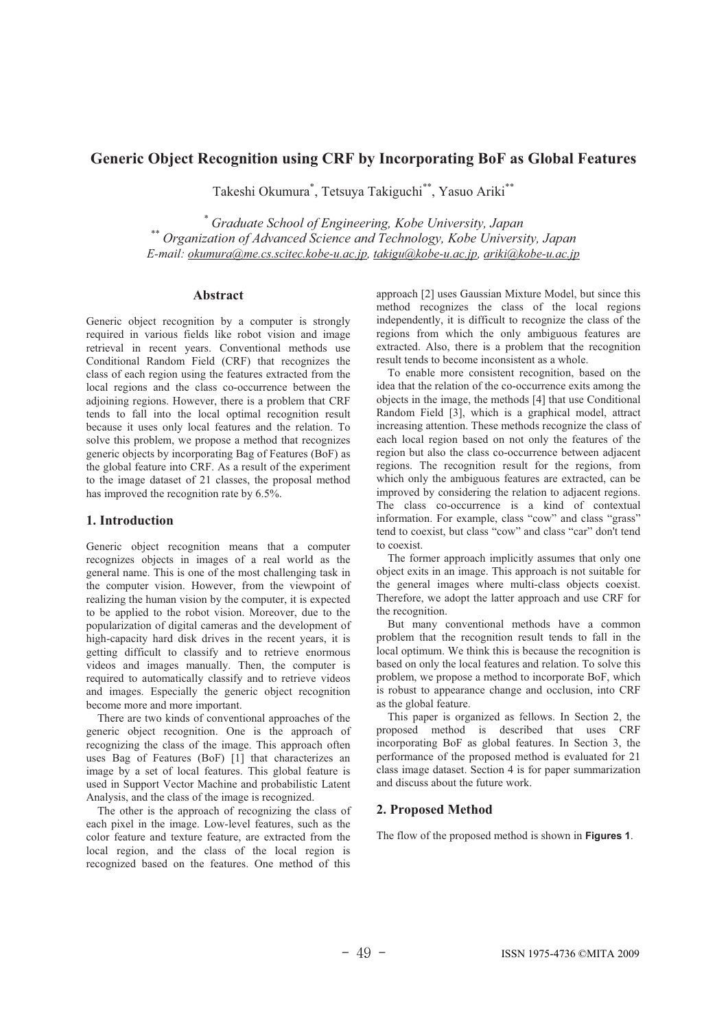# Generic Object Recognition using CRF by Incorporating BoF as Global Features

Takeshi Okumura[*], Tetsuya Takiguchi[**], Yasuo Ariki[**]

[*] *Graduate School of Engineering, Kobe University, Japan*
[**] *Organization of Advanced Science and Technology, Kobe University, Japan*
*E-mail: okumura@me.cs.scitec.kobe-u.ac.jp, takigu@kobe-u.ac.jp, ariki@kobe-u.ac.jp*

## Abstract

Generic object recognition by a computer is strongly required in various fields like robot vision and image retrieval in recent years. Conventional methods use Conditional Random Field (CRF) that recognizes the class of each region using the features extracted from the local regions and the class co-occurrence between the adjoining regions. However, there is a problem that CRF tends to fall into the local optimal recognition result because it uses only local features and the relation. To solve this problem, we propose a method that recognizes generic objects by incorporating Bag of Features (BoF) as the global feature into CRF. As a result of the experiment to the image dataset of 21 classes, the proposal method has improved the recognition rate by 6.5%.

## 1. Introduction

Generic object recognition means that a computer recognizes objects in images of a real world as the general name. This is one of the most challenging task in the computer vision. However, from the viewpoint of realizing the human vision by the computer, it is expected to be applied to the robot vision. Moreover, due to the popularization of digital cameras and the development of high-capacity hard disk drives in the recent years, it is getting difficult to classify and to retrieve enormous videos and images manually. Then, the computer is required to automatically classify and to retrieve videos and images. Especially the generic object recognition become more and more important.

There are two kinds of conventional approaches of the generic object recognition. One is the approach of recognizing the class of the image. This approach often uses Bag of Features (BoF) [1] that characterizes an image by a set of local features. This global feature is used in Support Vector Machine and probabilistic Latent Analysis, and the class of the image is recognized.

The other is the approach of recognizing the class of each pixel in the image. Low-level features, such as the color feature and texture feature, are extracted from the local region, and the class of the local region is recognized based on the features. One method of this approach [2] uses Gaussian Mixture Model, but since this method recognizes the class of the local regions independently, it is difficult to recognize the class of the regions from which the only ambiguous features are extracted. Also, there is a problem that the recognition result tends to become inconsistent as a whole.

To enable more consistent recognition, based on the idea that the relation of the co-occurrence exits among the objects in the image, the methods [4] that use Conditional Random Field [3], which is a graphical model, attract increasing attention. These methods recognize the class of each local region based on not only the features of the region but also the class co-occurrence between adjacent regions. The recognition result for the regions, from which only the ambiguous features are extracted, can be improved by considering the relation to adjacent regions. The class co-occurrence is a kind of contextual information. For example, class "cow" and class "grass" tend to coexist, but class "cow" and class "car" don't tend to coexist.

The former approach implicitly assumes that only one object exits in an image. This approach is not suitable for the general images where multi-class objects coexist. Therefore, we adopt the latter approach and use CRF for the recognition.

But many conventional methods have a common problem that the recognition result tends to fall in the local optimum. We think this is because the recognition is based on only the local features and relation. To solve this problem, we propose a method to incorporate BoF, which is robust to appearance change and occlusion, into CRF as the global feature.

This paper is organized as fellows. In Section 2, the proposed method is described that uses CRF incorporating BoF as global features. In Section 3, the performance of the proposed method is evaluated for 21 class image dataset. Section 4 is for paper summarization and discuss about the future work.

## 2. Proposed Method

The flow of the proposed method is shown in **Figures 1**.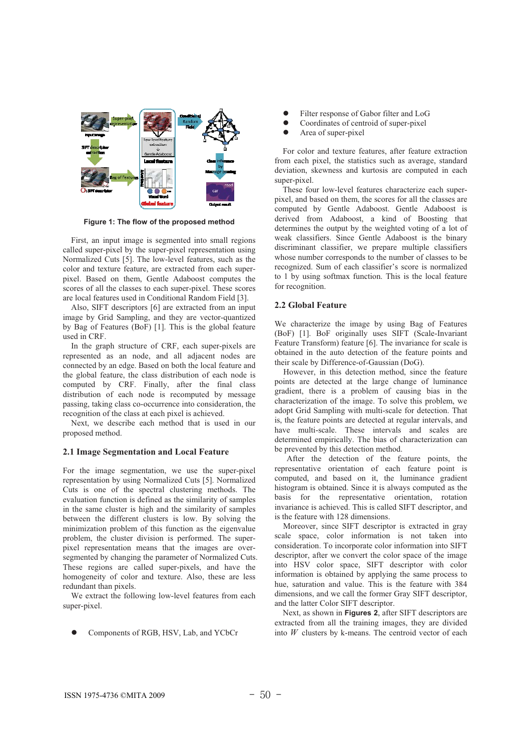Figure 1: The flow of the proposed method

First, an input image is segmented into small regions called super-pixel by the super-pixel representation using Normalized Cuts [5]. The low-level features, such as the color and texture feature, are extracted from each super-pixel. Based on them, Gentle Adaboost computes the scores of all the classes to each super-pixel. These scores are local features used in Conditional Random Field [3].

Also, SIFT descriptors [6] are extracted from an input image by Grid Sampling, and they are vector-quantized by Bag of Features (BoF) [1]. This is the global feature used in CRF.

In the graph structure of CRF, each super-pixels are represented as an node, and all adjacent nodes are connected by an edge. Based on both the local feature and the global feature, the class distribution of each node is computed by CRF. Finally, after the final class distribution of each node is recomputed by message passing, taking class co-occurrence into consideration, the recognition of the class at each pixel is achieved.

Next, we describe each method that is used in our proposed method.

## 2.1 Image Segmentation and Local Feature

For the image segmentation, we use the super-pixel representation by using Normalized Cuts [5]. Normalized Cuts is one of the spectral clustering methods. The evaluation function is defined as the similarity of samples in the same cluster is high and the similarity of samples between the different clusters is low. By solving the minimization problem of this function as the eigenvalue problem, the cluster division is performed. The super-pixel representation means that the images are over-segmented by changing the parameter of Normalized Cuts. These regions are called super-pixels, and have the homogeneity of color and texture. Also, these are less redundant than pixels.

We extract the following low-level features from each super-pixel.

- Components of RGB, HSV, Lab, and YCbCr
- Filter response of Gabor filter and LoG
- Coordinates of centroid of super-pixel
- Area of super-pixel

For color and texture features, after feature extraction from each pixel, the statistics such as average, standard deviation, skewness and kurtosis are computed in each super-pixel.

These four low-level features characterize each super-pixel, and based on them, the scores for all the classes are computed by Gentle Adaboost. Gentle Adaboost is derived from Adaboost, a kind of Boosting that determines the output by the weighted voting of a lot of weak classifiers. Since Gentle Adaboost is the binary discriminant classifier, we prepare multiple classifiers whose number corresponds to the number of classes to be recognized. Sum of each classifier's score is normalized to 1 by using softmax function. This is the local feature for recognition.

## 2.2 Global Feature

We characterize the image by using Bag of Features (BoF) [1]. BoF originally uses SIFT (Scale-Invariant Feature Transform) feature [6]. The invariance for scale is obtained in the auto detection of the feature points and their scale by Difference-of-Gaussian (DoG).

However, in this detection method, since the feature points are detected at the large change of luminance gradient, there is a problem of causing bias in the characterization of the image. To solve this problem, we adopt Grid Sampling with multi-scale for detection. That is, the feature points are detected at regular intervals, and have multi-scale. These intervals and scales are determined empirically. The bias of characterization can be prevented by this detection method.

After the detection of the feature points, the representative orientation of each feature point is computed, and based on it, the luminance gradient histogram is obtained. Since it is always computed as the basis for the representative orientation, rotation invariance is achieved. This is called SIFT descriptor, and is the feature with 128 dimensions.

Moreover, since SIFT descriptor is extracted in gray scale space, color information is not taken into consideration. To incorporate color information into SIFT descriptor, after we convert the color space of the image into HSV color space, SIFT descriptor with color information is obtained by applying the same process to hue, saturation and value. This is the feature with 384 dimensions, and we call the former Gray SIFT descriptor, and the latter Color SIFT descriptor.

Next, as shown in **Figures 2**, after SIFT descriptors are extracted from all the training images, they are divided into $W$ clusters by k-means. The centroid vector of each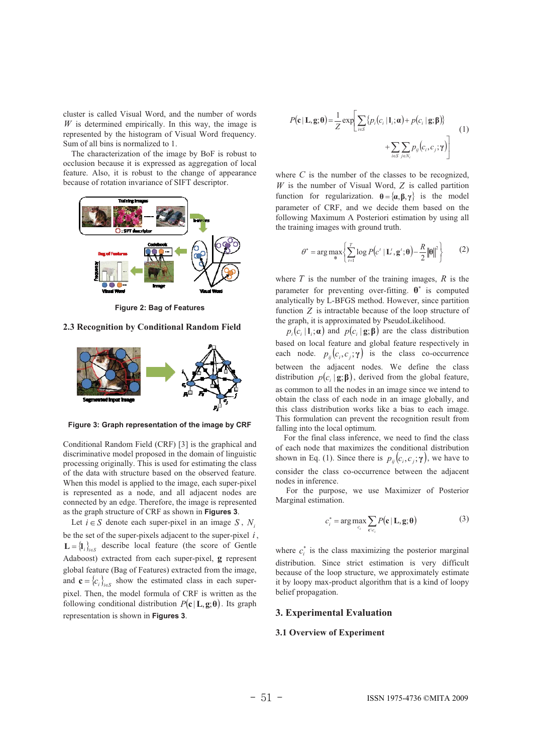cluster is called Visual Word, and the number of words $W$ is determined empirically. In this way, the image is represented by the histogram of Visual Word frequency. Sum of all bins is normalized to 1.

The characterization of the image by BoF is robust to occlusion because it is expressed as aggregation of local feature. Also, it is robust to the change of appearance because of rotation invariance of SIFT descriptor.

Figure 2: Bag of Features

### 2.3 Recognition by Conditional Random Field

Figure 3: Graph representation of the image by CRF

Conditional Random Field (CRF) [3] is the graphical and discriminative model proposed in the domain of linguistic processing originally. This is used for estimating the class of the data with structure based on the observed feature. When this model is applied to the image, each super-pixel is represented as a node, and all adjacent nodes are connected by an edge. Therefore, the image is represented as the graph structure of CRF as shown in **Figures 3**.

Let $i \in S$ denote each super-pixel in an image $S$, $N_i$ be the set of the super-pixels adjacent to the super-pixel $i$, $\mathbf{L} = \{\mathbf{l}_i\}_{i \in S}$ describe local feature (the score of Gentle Adaboost) extracted from each super-pixel, $\mathbf{g}$ represent global feature (Bag of Features) extracted from the image, and $\mathbf{c} = \{c_i\}_{i \in S}$ show the estimated class in each super-pixel. Then, the model formula of CRF is written as the following conditional distribution $P(\mathbf{c} \mid \mathbf{L}, \mathbf{g}; \boldsymbol{\theta})$. Its graph representation is shown in **Figures 3**.

$$P(\mathbf{c} \mid \mathbf{L}, \mathbf{g}; \boldsymbol{\theta}) = \frac{1}{Z} \exp\left[ \sum_{i \in S} \{ p_i(c_i \mid \mathbf{l}_i; \boldsymbol{\alpha}) + p(c_i \mid \mathbf{g}; \boldsymbol{\beta}) \} + \sum_{i \in S} \sum_{j \in N_i} p_{ij}(c_i, c_j; \boldsymbol{\gamma}) \right] \quad (1)$$

where $C$ is the number of the classes to be recognized, $W$ is the number of Visual Word, $Z$ is called partition function for regularization. $\boldsymbol{\theta} = \{\boldsymbol{\alpha}, \boldsymbol{\beta}, \boldsymbol{\gamma}\}$ is the model parameter of CRF, and we decide them based on the following Maximum A Posteriori estimation by using all the training images with ground truth.

$$\theta^* = \arg\max_{\boldsymbol{\theta}} \left\{ \sum_{t=1}^{T} \log P(\mathbf{c}^t \mid \mathbf{L}^t, \mathbf{g}^t; \boldsymbol{\theta}) - \frac{R}{2} \|\boldsymbol{\theta}\|^2 \right\} \quad (2)$$

where $T$ is the number of the training images, $R$ is the parameter for preventing over-fitting. $\boldsymbol{\theta}^*$ is computed analytically by L-BFGS method. However, since partition function $Z$ is intractable because of the loop structure of the graph, it is approximated by PseudoLikelihood.

$p_i(c_i \mid \mathbf{l}_i; \boldsymbol{\alpha})$ and $p(c_i \mid \mathbf{g}; \boldsymbol{\beta})$ are the class distribution based on local feature and global feature respectively in each node. $p_{ij}(c_i, c_j; \boldsymbol{\gamma})$ is the class co-occurrence between the adjacent nodes. We define the class distribution $p(c_i \mid \mathbf{g}; \boldsymbol{\beta})$, derived from the global feature, as common to all the nodes in an image since we intend to obtain the class of each node in an image globally, and this class distribution works like a bias to each image. This formulation can prevent the recognition result from falling into the local optimum.

For the final class inference, we need to find the class of each node that maximizes the conditional distribution shown in Eq. (1). Since there is $p_{ij}(c_i, c_j; \boldsymbol{\gamma})$, we have to consider the class co-occurrence between the adjacent nodes in inference.

For the purpose, we use Maximizer of Posterior Marginal estimation.

$$c_i^* = \arg\max_{c_i} \sum_{\mathbf{c} \setminus c_i} P(\mathbf{c} \mid \mathbf{L}, \mathbf{g}; \boldsymbol{\theta}) \quad (3)$$

where $c_i^*$ is the class maximizing the posterior marginal distribution. Since strict estimation is very difficult because of the loop structure, we approximately estimate it by loopy max-product algorithm that is a kind of loopy belief propagation.

## 3. Experimental Evaluation

### 3.1 Overview of Experiment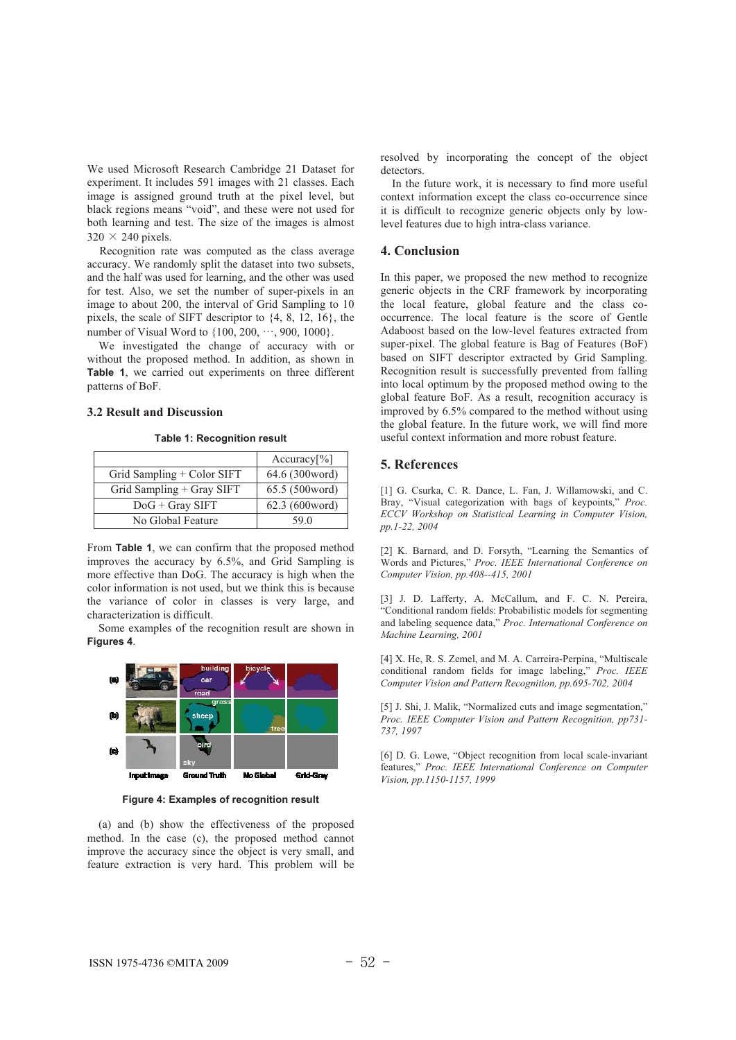We used Microsoft Research Cambridge 21 Dataset for experiment. It includes 591 images with 21 classes. Each image is assigned ground truth at the pixel level, but black regions means "void", and these were not used for both learning and test. The size of the images is almost $320 \times 240$ pixels.

Recognition rate was computed as the class average accuracy. We randomly split the dataset into two subsets, and the half was used for learning, and the other was used for test. Also, we set the number of super-pixels in an image to about 200, the interval of Grid Sampling to 10 pixels, the scale of SIFT descriptor to {4, 8, 12, 16}, the number of Visual Word to {100, 200, ⋯, 900, 1000}.

We investigated the change of accuracy with or without the proposed method. In addition, as shown in **Table 1**, we carried out experiments on three different patterns of BoF.

### 3.2 Result and Discussion

**Table 1: Recognition result**

| | Accuracy[%] |
|---|---|
| Grid Sampling + Color SIFT | 64.6 (300word) |
| Grid Sampling + Gray SIFT | 65.5 (500word) |
| DoG + Gray SIFT | 62.3 (600word) |
| No Global Feature | 59.0 |

From **Table 1**, we can confirm that the proposed method improves the accuracy by 6.5%, and Grid Sampling is more effective than DoG. The accuracy is high when the color information is not used, but we think this is because the variance of color in classes is very large, and characterization is difficult.

Some examples of the recognition result are shown in **Figures 4**.

(a)
(b)
(c)
building
car
road
bicycle
grass
sheep
tree
bird
sky
Input Image
Ground Truth
No Global
Grid-Gray

**Figure 4: Examples of recognition result**

(a) and (b) show the effectiveness of the proposed method. In the case (c), the proposed method cannot improve the accuracy since the object is very small, and feature extraction is very hard. This problem will be resolved by incorporating the concept of the object detectors.

In the future work, it is necessary to find more useful context information except the class co-occurrence since it is difficult to recognize generic objects only by low-level features due to high intra-class variance.

## 4. Conclusion

In this paper, we proposed the new method to recognize generic objects in the CRF framework by incorporating the local feature, global feature and the class co-occurrence. The local feature is the score of Gentle Adaboost based on the low-level features extracted from super-pixel. The global feature is Bag of Features (BoF) based on SIFT descriptor extracted by Grid Sampling. Recognition result is successfully prevented from falling into local optimum by the proposed method owing to the global feature BoF. As a result, recognition accuracy is improved by 6.5% compared to the method without using the global feature. In the future work, we will find more useful context information and more robust feature.

## 5. References

[1] G. Csurka, C. R. Dance, L. Fan, J. Willamowski, and C. Bray, "Visual categorization with bags of keypoints," *Proc. ECCV Workshop on Statistical Learning in Computer Vision, pp.1-22, 2004*

[2] K. Barnard, and D. Forsyth, "Learning the Semantics of Words and Pictures," *Proc. IEEE International Conference on Computer Vision, pp.408--415, 2001*

[3] J. D. Lafferty, A. McCallum, and F. C. N. Pereira, "Conditional random fields: Probabilistic models for segmenting and labeling sequence data," *Proc. International Conference on Machine Learning, 2001*

[4] X. He, R. S. Zemel, and M. A. Carreira-Perpina, "Multiscale conditional random fields for image labeling," *Proc. IEEE Computer Vision and Pattern Recognition, pp.695-702, 2004*

[5] J. Shi, J. Malik, "Normalized cuts and image segmentation," *Proc. IEEE Computer Vision and Pattern Recognition, pp731-737, 1997*

[6] D. G. Lowe, "Object recognition from local scale-invariant features," *Proc. IEEE International Conference on Computer Vision, pp.1150-1157, 1999*

ISSN 1975-4736 ©MITA 2009